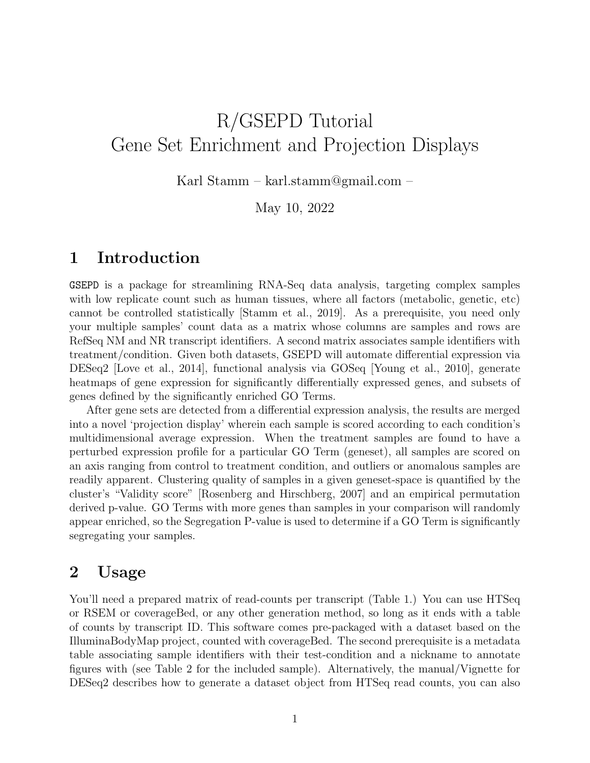# R/GSEPD Tutorial
# Gene Set Enrichment and Projection Displays

Karl Stamm – karl.stamm@gmail.com –

May 10, 2022

## 1 Introduction

`GSEPD` is a package for streamlining RNA-Seq data analysis, targeting complex samples with low replicate count such as human tissues, where all factors (metabolic, genetic, etc) cannot be controlled statistically [Stamm et al., 2019]. As a prerequisite, you need only your multiple samples' count data as a matrix whose columns are samples and rows are RefSeq NM and NR transcript identifiers. A second matrix associates sample identifiers with treatment/condition. Given both datasets, GSEPD will automate differential expression via DESeq2 [Love et al., 2014], functional analysis via GOSeq [Young et al., 2010], generate heatmaps of gene expression for significantly differentially expressed genes, and subsets of genes defined by the significantly enriched GO Terms.

After gene sets are detected from a differential expression analysis, the results are merged into a novel 'projection display' wherein each sample is scored according to each condition's multidimensional average expression. When the treatment samples are found to have a perturbed expression profile for a particular GO Term (geneset), all samples are scored on an axis ranging from control to treatment condition, and outliers or anomalous samples are readily apparent. Clustering quality of samples in a given geneset-space is quantified by the cluster's "Validity score" [Rosenberg and Hirschberg, 2007] and an empirical permutation derived p-value. GO Terms with more genes than samples in your comparison will randomly appear enriched, so the Segregation P-value is used to determine if a GO Term is significantly segregating your samples.

## 2 Usage

You'll need a prepared matrix of read-counts per transcript (Table 1.) You can use HTSeq or RSEM or coverageBed, or any other generation method, so long as it ends with a table of counts by transcript ID. This software comes pre-packaged with a dataset based on the IlluminaBodyMap project, counted with coverageBed. The second prerequisite is a metadata table associating sample identifiers with their test-condition and a nickname to annotate figures with (see Table 2 for the included sample). Alternatively, the manual/Vignette for DESeq2 describes how to generate a dataset object from HTSeq read counts, you can also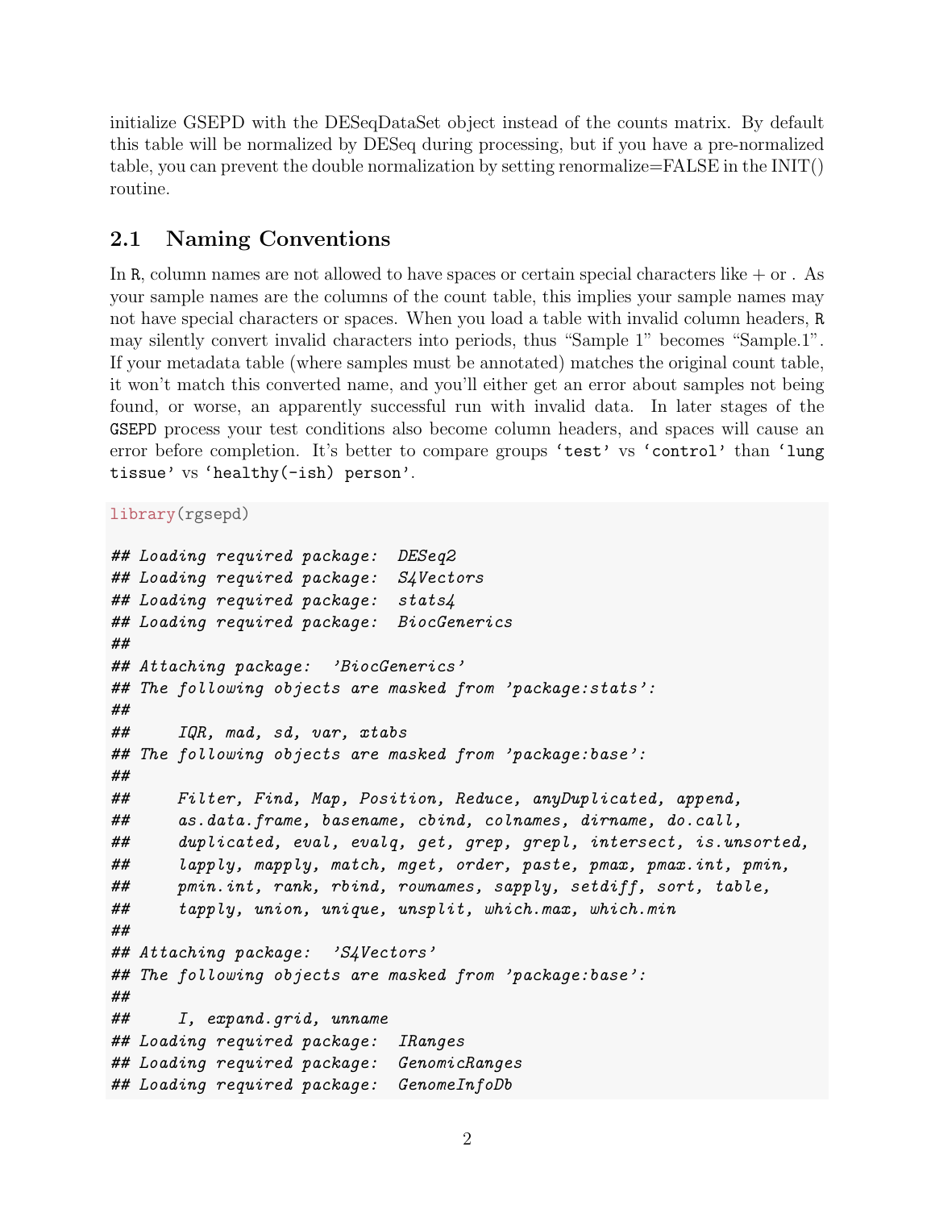initialize GSEPD with the DESeqDataSet object instead of the counts matrix. By default this table will be normalized by DESeq during processing, but if you have a pre-normalized table, you can prevent the double normalization by setting renormalize=FALSE in the INIT() routine.

## 2.1 Naming Conventions

In R, column names are not allowed to have spaces or certain special characters like + or . As your sample names are the columns of the count table, this implies your sample names may not have special characters or spaces. When you load a table with invalid column headers, R may silently convert invalid characters into periods, thus "Sample 1" becomes "Sample.1". If your metadata table (where samples must be annotated) matches the original count table, it won't match this converted name, and you'll either get an error about samples not being found, or worse, an apparently successful run with invalid data. In later stages of the GSEPD process your test conditions also become column headers, and spaces will cause an error before completion. It's better to compare groups 'test' vs 'control' than 'lung tissue' vs 'healthy(-ish) person'.

```
library(rgsepd)

## Loading required package:  DESeq2
## Loading required package:  S4Vectors
## Loading required package:  stats4
## Loading required package:  BiocGenerics
##
## Attaching package:  'BiocGenerics'
## The following objects are masked from 'package:stats':
##
##     IQR, mad, sd, var, xtabs
## The following objects are masked from 'package:base':
##
##     Filter, Find, Map, Position, Reduce, anyDuplicated, append,
##     as.data.frame, basename, cbind, colnames, dirname, do.call,
##     duplicated, eval, evalq, get, grep, grepl, intersect, is.unsorted,
##     lapply, mapply, match, mget, order, paste, pmax, pmax.int, pmin,
##     pmin.int, rank, rbind, rownames, sapply, setdiff, sort, table,
##     tapply, union, unique, unsplit, which.max, which.min
##
## Attaching package:  'S4Vectors'
## The following objects are masked from 'package:base':
##
##     I, expand.grid, unname
## Loading required package:  IRanges
## Loading required package:  GenomicRanges
## Loading required package:  GenomeInfoDb
```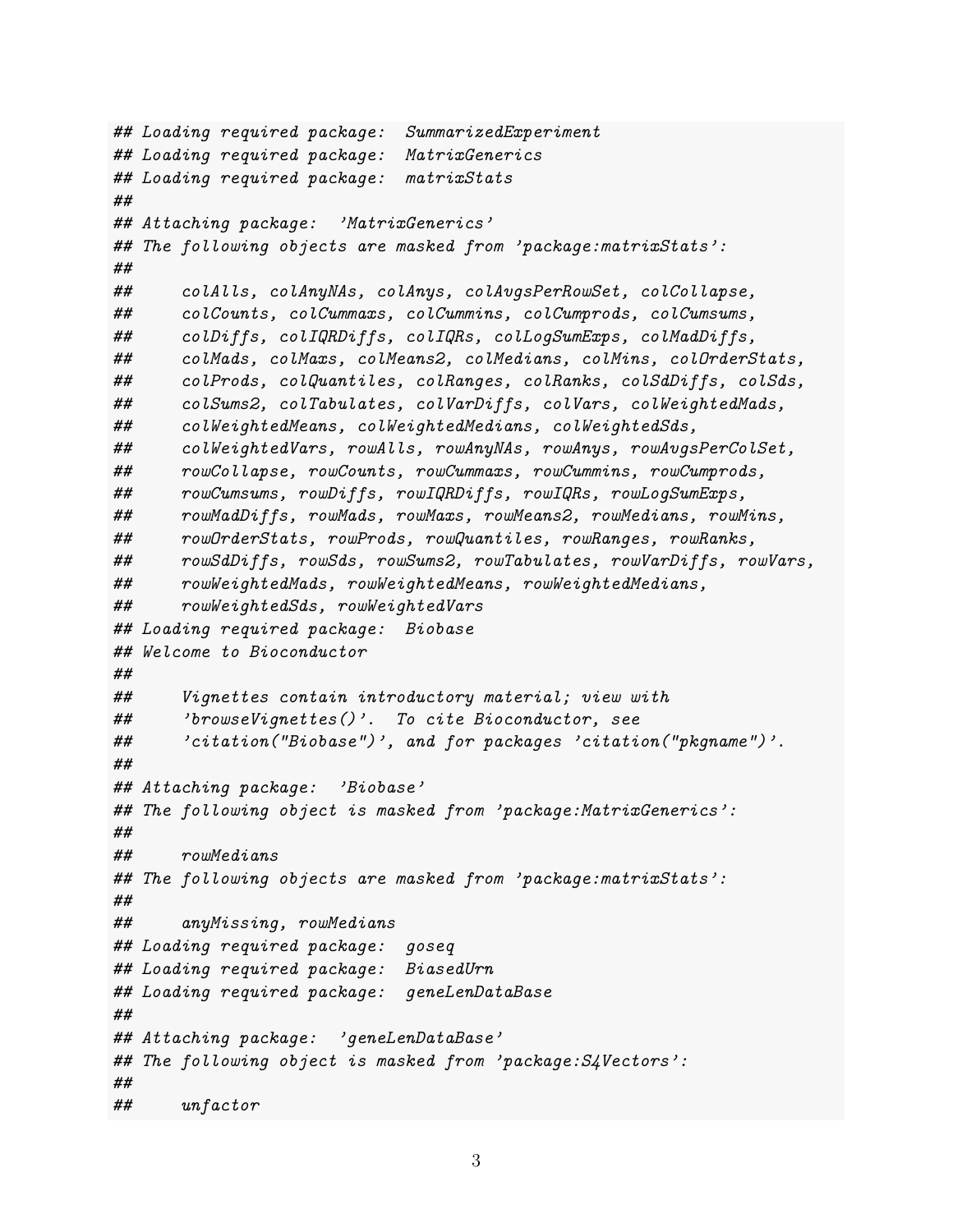```
## Loading required package:  SummarizedExperiment
## Loading required package:  MatrixGenerics
## Loading required package:  matrixStats
##
## Attaching package:  'MatrixGenerics'
## The following objects are masked from 'package:matrixStats':
##
##     colAlls, colAnyNAs, colAnys, colAvgsPerRowSet, colCollapse,
##     colCounts, colCummaxs, colCummins, colCumprods, colCumsums,
##     colDiffs, colIQRDiffs, colIQRs, colLogSumExps, colMadDiffs,
##     colMads, colMaxs, colMeans2, colMedians, colMins, colOrderStats,
##     colProds, colQuantiles, colRanges, colRanks, colSdDiffs, colSds,
##     colSums2, colTabulates, colVarDiffs, colVars, colWeightedMads,
##     colWeightedMeans, colWeightedMedians, colWeightedSds,
##     colWeightedVars, rowAlls, rowAnyNAs, rowAnys, rowAvgsPerColSet,
##     rowCollapse, rowCounts, rowCummaxs, rowCummins, rowCumprods,
##     rowCumsums, rowDiffs, rowIQRDiffs, rowIQRs, rowLogSumExps,
##     rowMadDiffs, rowMads, rowMaxs, rowMeans2, rowMedians, rowMins,
##     rowOrderStats, rowProds, rowQuantiles, rowRanges, rowRanks,
##     rowSdDiffs, rowSds, rowSums2, rowTabulates, rowVarDiffs, rowVars,
##     rowWeightedMads, rowWeightedMeans, rowWeightedMedians,
##     rowWeightedSds, rowWeightedVars
## Loading required package:  Biobase
## Welcome to Bioconductor
##
##     Vignettes contain introductory material; view with
##     'browseVignettes()'.  To cite Bioconductor, see
##     'citation("Biobase")', and for packages 'citation("pkgname")'.
##
## Attaching package:  'Biobase'
## The following object is masked from 'package:MatrixGenerics':
##
##     rowMedians
## The following objects are masked from 'package:matrixStats':
##
##     anyMissing, rowMedians
## Loading required package:  goseq
## Loading required package:  BiasedUrn
## Loading required package:  geneLenDataBase
##
## Attaching package:  'geneLenDataBase'
## The following object is masked from 'package:S4Vectors':
##
##     unfactor
```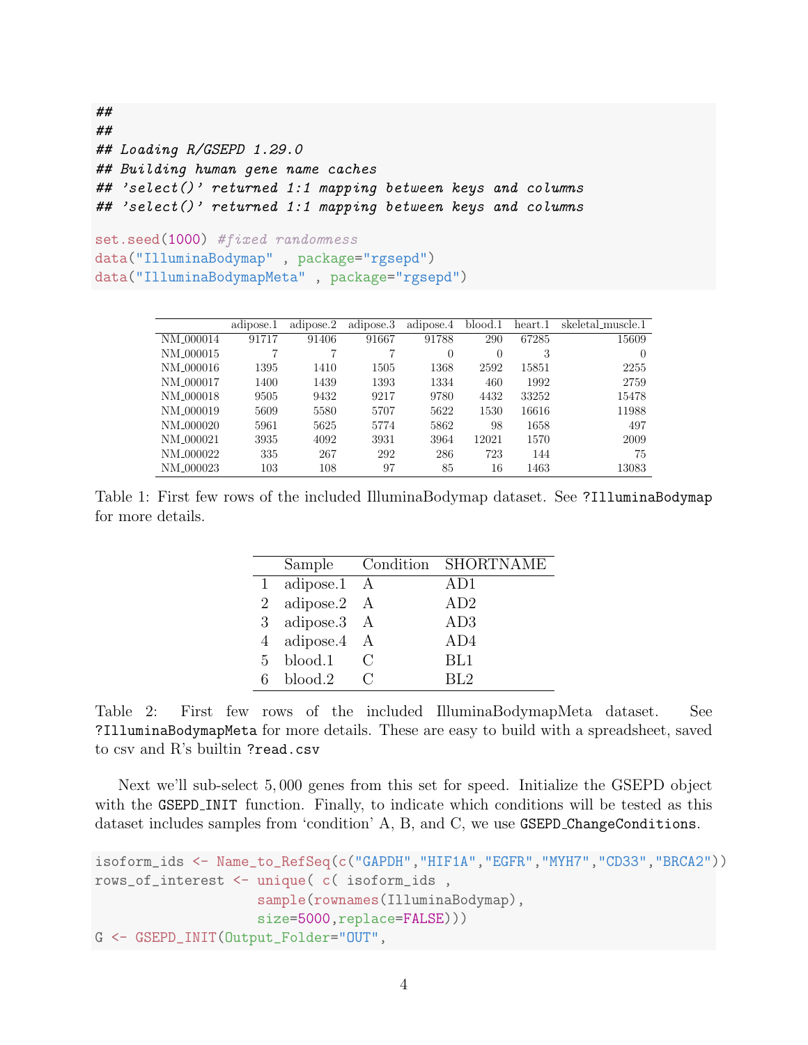```
##
##
## Loading R/GSEPD 1.29.0
## Building human gene name caches
## 'select()' returned 1:1 mapping between keys and columns
## 'select()' returned 1:1 mapping between keys and columns
```

```
set.seed(1000) #fixed randomness
data("IlluminaBodymap" , package="rgsepd")
data("IlluminaBodymapMeta" , package="rgsepd")
```

| | adipose.1 | adipose.2 | adipose.3 | adipose.4 | blood.1 | heart.1 | skeletal_muscle.1 |
|---|---|---|---|---|---|---|---|
| NM_000014 | 91717 | 91406 | 91667 | 91788 | 290 | 67285 | 15609 |
| NM_000015 | 7 | 7 | 7 | 0 | 0 | 3 | 0 |
| NM_000016 | 1395 | 1410 | 1505 | 1368 | 2592 | 15851 | 2255 |
| NM_000017 | 1400 | 1439 | 1393 | 1334 | 460 | 1992 | 2759 |
| NM_000018 | 9505 | 9432 | 9217 | 9780 | 4432 | 33252 | 15478 |
| NM_000019 | 5609 | 5580 | 5707 | 5622 | 1530 | 16616 | 11988 |
| NM_000020 | 5961 | 5625 | 5774 | 5862 | 98 | 1658 | 497 |
| NM_000021 | 3935 | 4092 | 3931 | 3964 | 12021 | 1570 | 2009 |
| NM_000022 | 335 | 267 | 292 | 286 | 723 | 144 | 75 |
| NM_000023 | 103 | 108 | 97 | 85 | 16 | 1463 | 13083 |

Table 1: First few rows of the included IlluminaBodymap dataset. See ?IlluminaBodymap for more details.

| | Sample | Condition | SHORTNAME |
|---|---|---|---|
| 1 | adipose.1 | A | AD1 |
| 2 | adipose.2 | A | AD2 |
| 3 | adipose.3 | A | AD3 |
| 4 | adipose.4 | A | AD4 |
| 5 | blood.1 | C | BL1 |
| 6 | blood.2 | C | BL2 |

Table 2: First few rows of the included IlluminaBodymapMeta dataset. See ?IlluminaBodymapMeta for more details. These are easy to build with a spreadsheet, saved to csv and R's builtin ?read.csv

Next we'll sub-select 5,000 genes from this set for speed. Initialize the GSEPD object with the GSEPD_INIT function. Finally, to indicate which conditions will be tested as this dataset includes samples from 'condition' A, B, and C, we use GSEPD_ChangeConditions.

```
isoform_ids <- Name_to_RefSeq(c("GAPDH","HIF1A","EGFR","MYH7","CD33","BRCA2"))
rows_of_interest <- unique( c( isoform_ids ,
                   sample(rownames(IlluminaBodymap),
                   size=5000,replace=FALSE)))
G <- GSEPD_INIT(Output_Folder="OUT",
```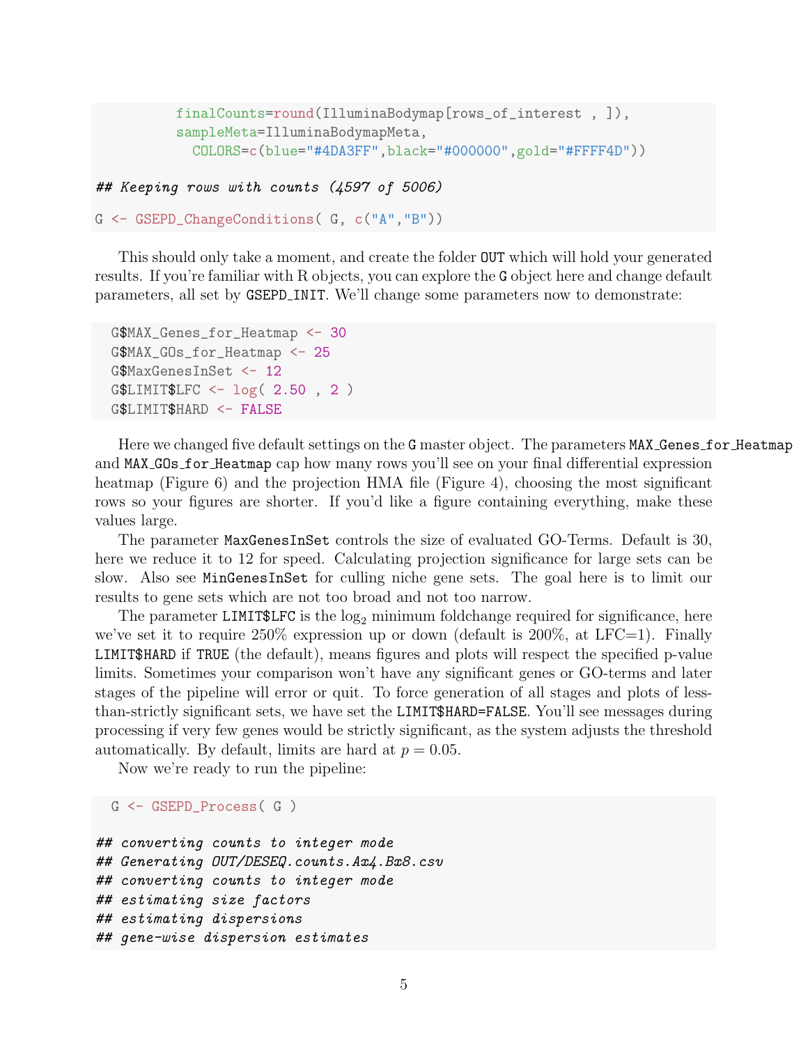```
        finalCounts=round(IlluminaBodymap[rows_of_interest , ]),
        sampleMeta=IlluminaBodymapMeta,
          COLORS=c(blue="#4DA3FF",black="#000000",gold="#FFFF4D"))

## Keeping rows with counts (4597 of 5006)

G <- GSEPD_ChangeConditions( G, c("A","B"))
```

This should only take a moment, and create the folder OUT which will hold your generated results. If you're familiar with R objects, you can explore the G object here and change default parameters, all set by GSEPD_INIT. We'll change some parameters now to demonstrate:

```
  G$MAX_Genes_for_Heatmap <- 30
  G$MAX_GOs_for_Heatmap <- 25
  G$MaxGenesInSet <- 12
  G$LIMIT$LFC <- log( 2.50 , 2 )
  G$LIMIT$HARD <- FALSE
```

Here we changed five default settings on the G master object. The parameters MAX_Genes_for_Heatmap and MAX_GOs_for_Heatmap cap how many rows you'll see on your final differential expression heatmap (Figure 6) and the projection HMA file (Figure 4), choosing the most significant rows so your figures are shorter. If you'd like a figure containing everything, make these values large.

The parameter MaxGenesInSet controls the size of evaluated GO-Terms. Default is 30, here we reduce it to 12 for speed. Calculating projection significance for large sets can be slow. Also see MinGenesInSet for culling niche gene sets. The goal here is to limit our results to gene sets which are not too broad and not too narrow.

The parameter LIMIT$LFC is the $\log_2$ minimum foldchange required for significance, here we've set it to require 250% expression up or down (default is 200%, at LFC=1). Finally LIMIT$HARD if TRUE (the default), means figures and plots will respect the specified p-value limits. Sometimes your comparison won't have any significant genes or GO-terms and later stages of the pipeline will error or quit. To force generation of all stages and plots of less-than-strictly significant sets, we have set the LIMIT$HARD=FALSE. You'll see messages during processing if very few genes would be strictly significant, as the system adjusts the threshold automatically. By default, limits are hard at $p = 0.05$.

Now we're ready to run the pipeline:

```
  G <- GSEPD_Process( G )

## converting counts to integer mode
## Generating OUT/DESEQ.counts.Ax4.Bx8.csv
## converting counts to integer mode
## estimating size factors
## estimating dispersions
## gene-wise dispersion estimates
```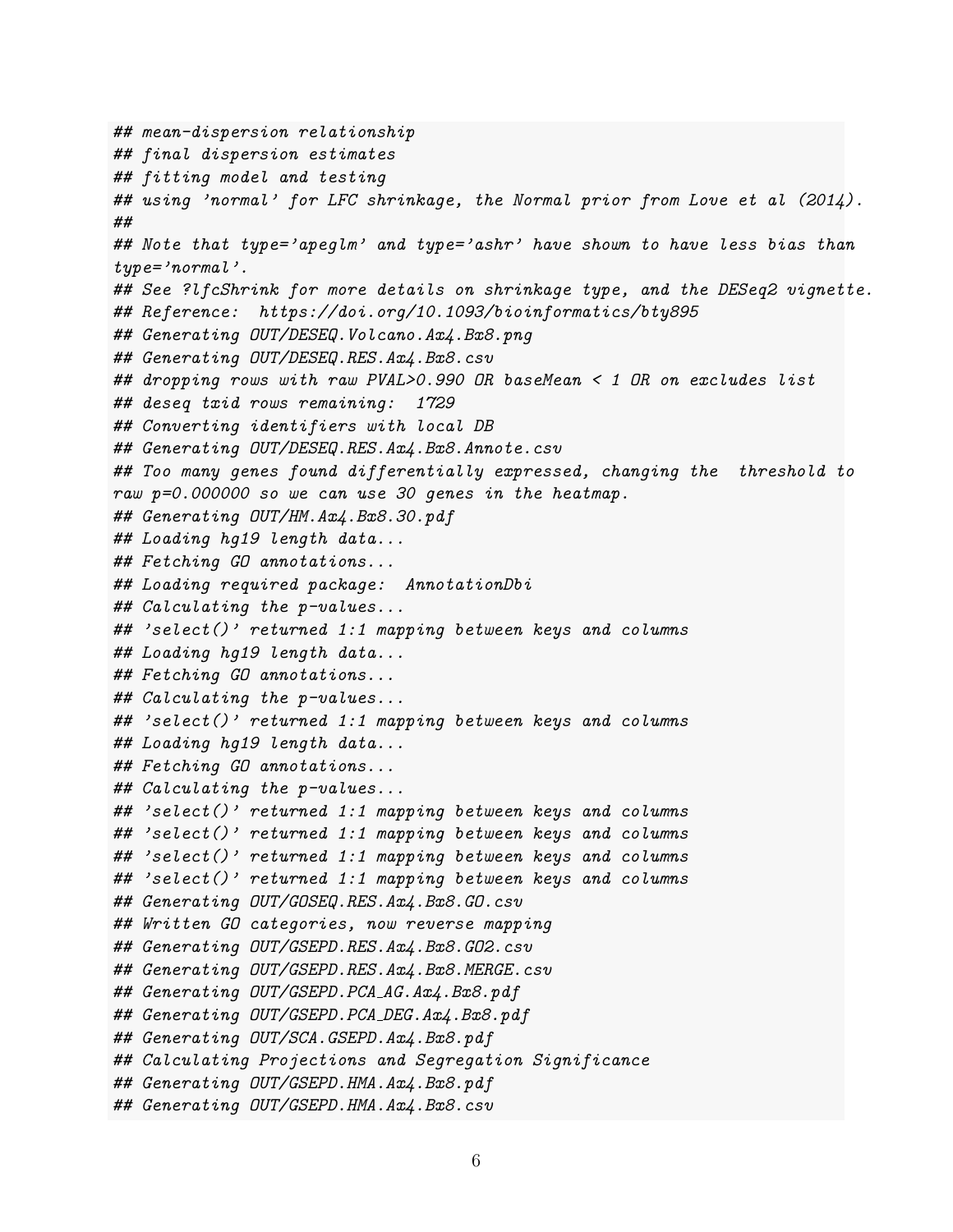```
## mean-dispersion relationship
## final dispersion estimates
## fitting model and testing
## using 'normal' for LFC shrinkage, the Normal prior from Love et al (2014).
##
## Note that type='apeglm' and type='ashr' have shown to have less bias than
type='normal'.
## See ?lfcShrink for more details on shrinkage type, and the DESeq2 vignette.
## Reference:  https://doi.org/10.1093/bioinformatics/bty895
## Generating OUT/DESEQ.Volcano.Ax4.Bx8.png
## Generating OUT/DESEQ.RES.Ax4.Bx8.csv
## dropping rows with raw PVAL>0.990 OR baseMean < 1 OR on excludes list
## deseq txid rows remaining:  1729
## Converting identifiers with local DB
## Generating OUT/DESEQ.RES.Ax4.Bx8.Annote.csv
## Too many genes found differentially expressed, changing the  threshold to
raw p=0.000000 so we can use 30 genes in the heatmap.
## Generating OUT/HM.Ax4.Bx8.30.pdf
## Loading hg19 length data...
## Fetching GO annotations...
## Loading required package:  AnnotationDbi
## Calculating the p-values...
## 'select()' returned 1:1 mapping between keys and columns
## Loading hg19 length data...
## Fetching GO annotations...
## Calculating the p-values...
## 'select()' returned 1:1 mapping between keys and columns
## Loading hg19 length data...
## Fetching GO annotations...
## Calculating the p-values...
## 'select()' returned 1:1 mapping between keys and columns
## 'select()' returned 1:1 mapping between keys and columns
## 'select()' returned 1:1 mapping between keys and columns
## 'select()' returned 1:1 mapping between keys and columns
## Generating OUT/GOSEQ.RES.Ax4.Bx8.GO.csv
## Written GO categories, now reverse mapping
## Generating OUT/GSEPD.RES.Ax4.Bx8.GO2.csv
## Generating OUT/GSEPD.RES.Ax4.Bx8.MERGE.csv
## Generating OUT/GSEPD.PCA_AG.Ax4.Bx8.pdf
## Generating OUT/GSEPD.PCA_DEG.Ax4.Bx8.pdf
## Generating OUT/SCA.GSEPD.Ax4.Bx8.pdf
## Calculating Projections and Segregation Significance
## Generating OUT/GSEPD.HMA.Ax4.Bx8.pdf
## Generating OUT/GSEPD.HMA.Ax4.Bx8.csv
```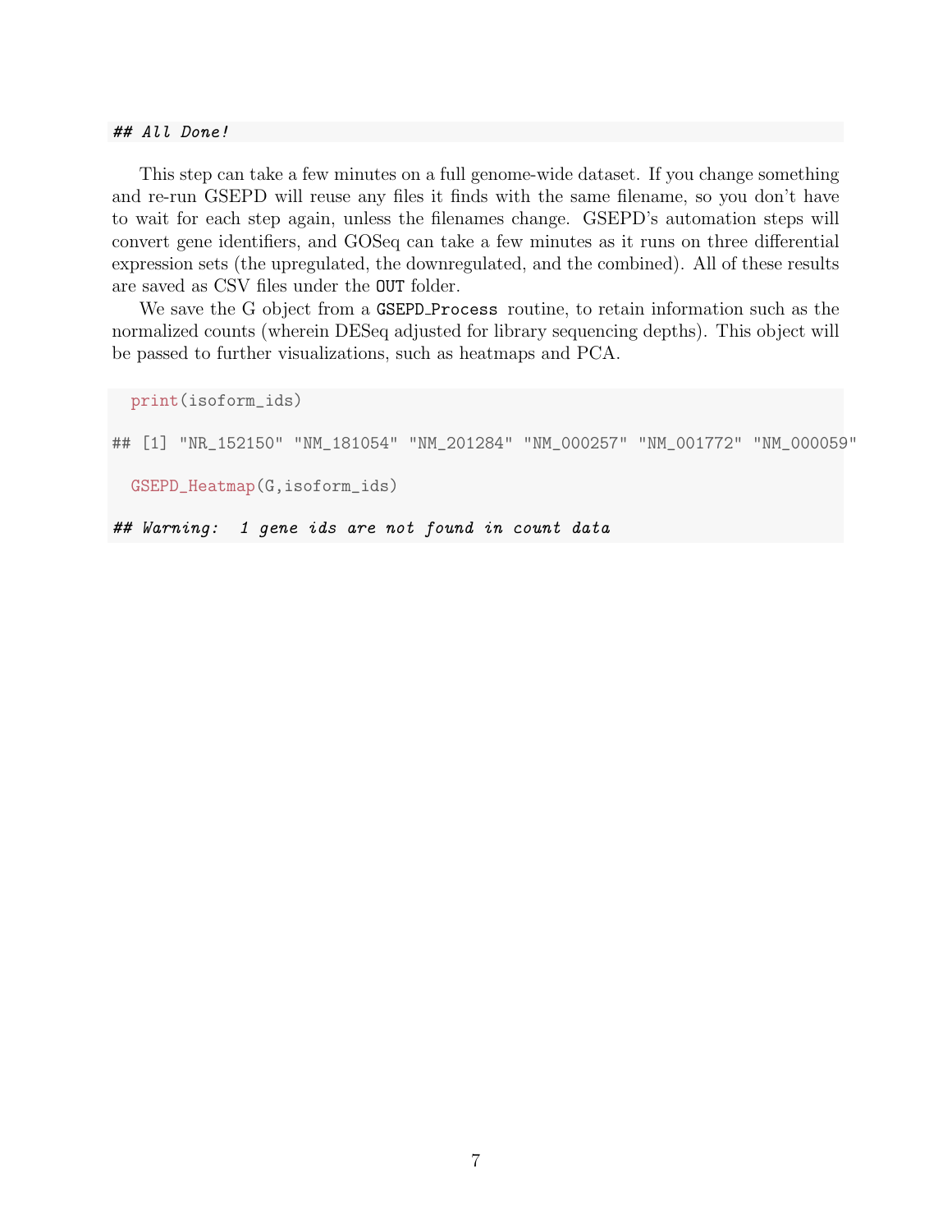```
## All Done!
```

This step can take a few minutes on a full genome-wide dataset. If you change something and re-run GSEPD will reuse any files it finds with the same filename, so you don't have to wait for each step again, unless the filenames change. GSEPD's automation steps will convert gene identifiers, and GOSeq can take a few minutes as it runs on three differential expression sets (the upregulated, the downregulated, and the combined). All of these results are saved as CSV files under the `OUT` folder.

We save the G object from a `GSEPD_Process` routine, to retain information such as the normalized counts (wherein DESeq adjusted for library sequencing depths). This object will be passed to further visualizations, such as heatmaps and PCA.

```
  print(isoform_ids)

## [1] "NR_152150" "NM_181054" "NM_201284" "NM_000257" "NM_001772" "NM_000059"

  GSEPD_Heatmap(G,isoform_ids)

## Warning:  1 gene ids are not found in count data
```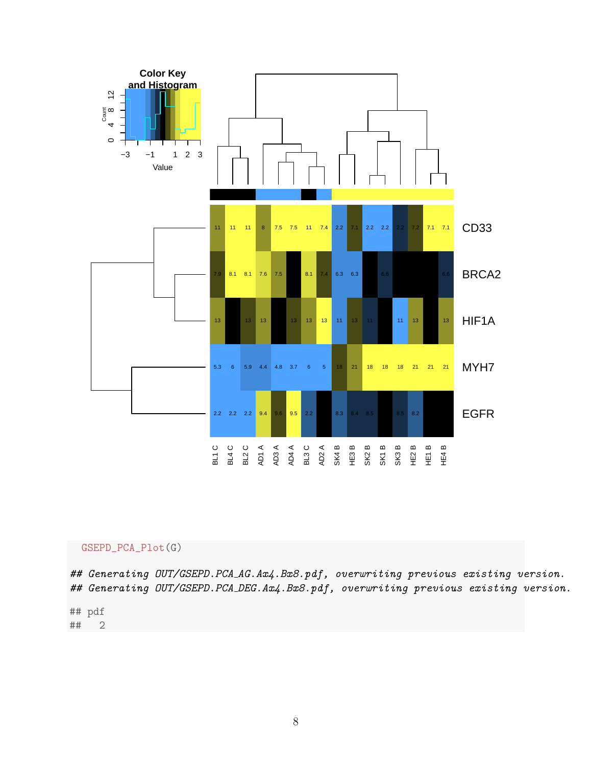```
GSEPD_PCA_Plot(G)

## Generating OUT/GSEPD.PCA_AG.Ax4.Bx8.pdf, overwriting previous existing version.
## Generating OUT/GSEPD.PCA_DEG.Ax4.Bx8.pdf, overwriting previous existing version.

## pdf
##   2
```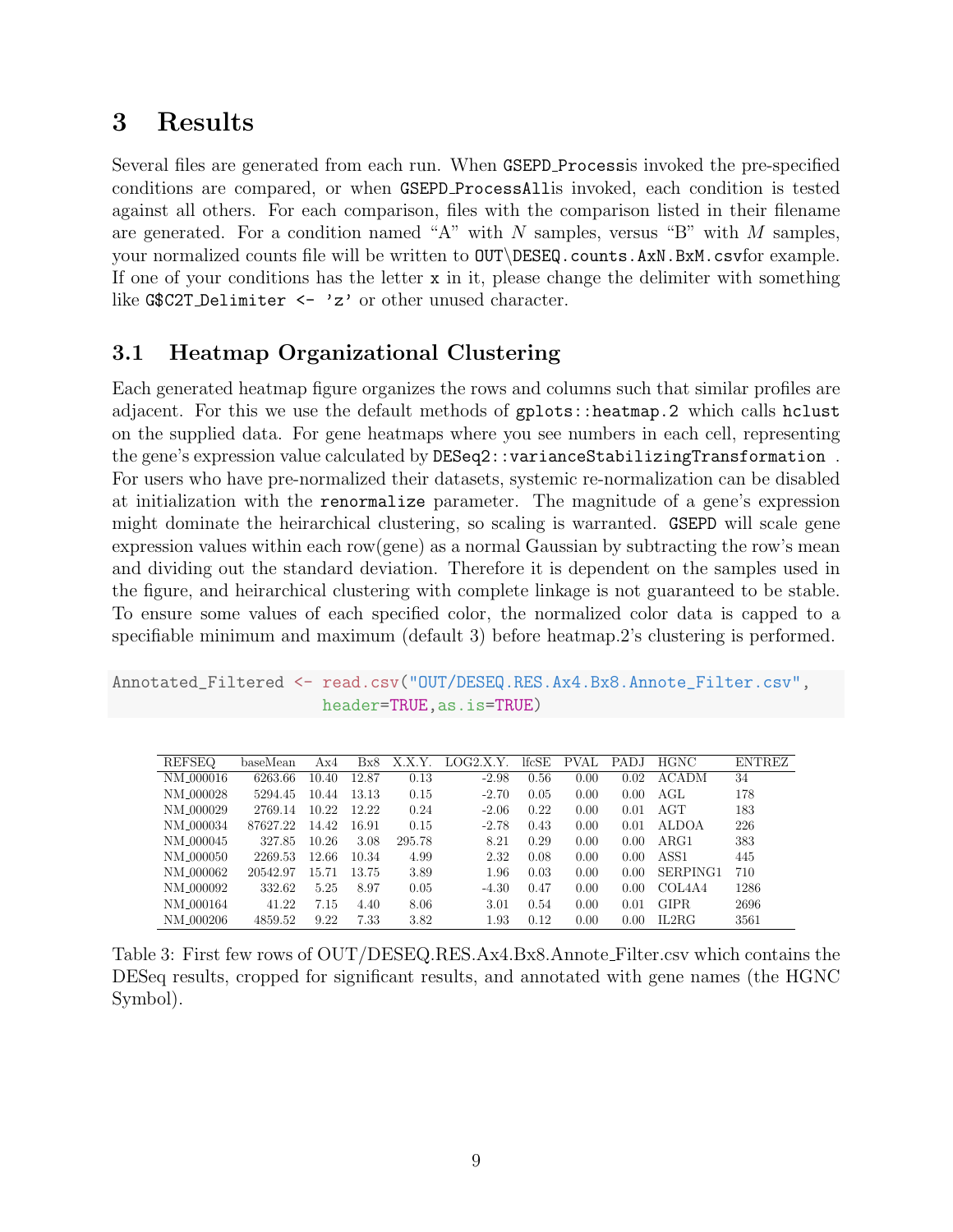# 3 Results

Several files are generated from each run. When `GSEPD_Process`is invoked the pre-specified conditions are compared, or when `GSEPD_ProcessAll`is invoked, each condition is tested against all others. For each comparison, files with the comparison listed in their filename are generated. For a condition named "A" with $N$ samples, versus "B" with $M$ samples, your normalized counts file will be written to `OUT\DESEQ.counts.AxN.BxM.csv`for example. If one of your conditions has the letter `x` in it, please change the delimiter with something like `G$C2T_Delimiter <- 'z'` or other unused character.

## 3.1 Heatmap Organizational Clustering

Each generated heatmap figure organizes the rows and columns such that similar profiles are adjacent. For this we use the default methods of `gplots::heatmap.2` which calls `hclust` on the supplied data. For gene heatmaps where you see numbers in each cell, representing the gene's expression value calculated by `DESeq2::varianceStabilizingTransformation` . For users who have pre-normalized their datasets, systemic re-normalization can be disabled at initialization with the `renormalize` parameter. The magnitude of a gene's expression might dominate the heirarchical clustering, so scaling is warranted. `GSEPD` will scale gene expression values within each row(gene) as a normal Gaussian by subtracting the row's mean and dividing out the standard deviation. Therefore it is dependent on the samples used in the figure, and heirarchical clustering with complete linkage is not guaranteed to be stable. To ensure some values of each specified color, the normalized color data is capped to a specifiable minimum and maximum (default 3) before heatmap.2's clustering is performed.

```
Annotated_Filtered <- read.csv("OUT/DESEQ.RES.Ax4.Bx8.Annote_Filter.csv",
                    header=TRUE,as.is=TRUE)
```

| REFSEQ | baseMean | Ax4 | Bx8 | X.X.Y. | LOG2.X.Y. | lfcSE | PVAL | PADJ | HGNC | ENTREZ |
|---|---|---|---|---|---|---|---|---|---|---|
| NM_000016 | 6263.66 | 10.40 | 12.87 | 0.13 | -2.98 | 0.56 | 0.00 | 0.02 | ACADM | 34 |
| NM_000028 | 5294.45 | 10.44 | 13.13 | 0.15 | -2.70 | 0.05 | 0.00 | 0.00 | AGL | 178 |
| NM_000029 | 2769.14 | 10.22 | 12.22 | 0.24 | -2.06 | 0.22 | 0.00 | 0.01 | AGT | 183 |
| NM_000034 | 87627.22 | 14.42 | 16.91 | 0.15 | -2.78 | 0.43 | 0.00 | 0.01 | ALDOA | 226 |
| NM_000045 | 327.85 | 10.26 | 3.08 | 295.78 | 8.21 | 0.29 | 0.00 | 0.00 | ARG1 | 383 |
| NM_000050 | 2269.53 | 12.66 | 10.34 | 4.99 | 2.32 | 0.08 | 0.00 | 0.00 | ASS1 | 445 |
| NM_000062 | 20542.97 | 15.71 | 13.75 | 3.89 | 1.96 | 0.03 | 0.00 | 0.00 | SERPING1 | 710 |
| NM_000092 | 332.62 | 5.25 | 8.97 | 0.05 | -4.30 | 0.47 | 0.00 | 0.00 | COL4A4 | 1286 |
| NM_000164 | 41.22 | 7.15 | 4.40 | 8.06 | 3.01 | 0.54 | 0.00 | 0.01 | GIPR | 2696 |
| NM_000206 | 4859.52 | 9.22 | 7.33 | 3.82 | 1.93 | 0.12 | 0.00 | 0.00 | IL2RG | 3561 |

Table 3: First few rows of OUT/DESEQ.RES.Ax4.Bx8.Annote_Filter.csv which contains the DESeq results, cropped for significant results, and annotated with gene names (the HGNC Symbol).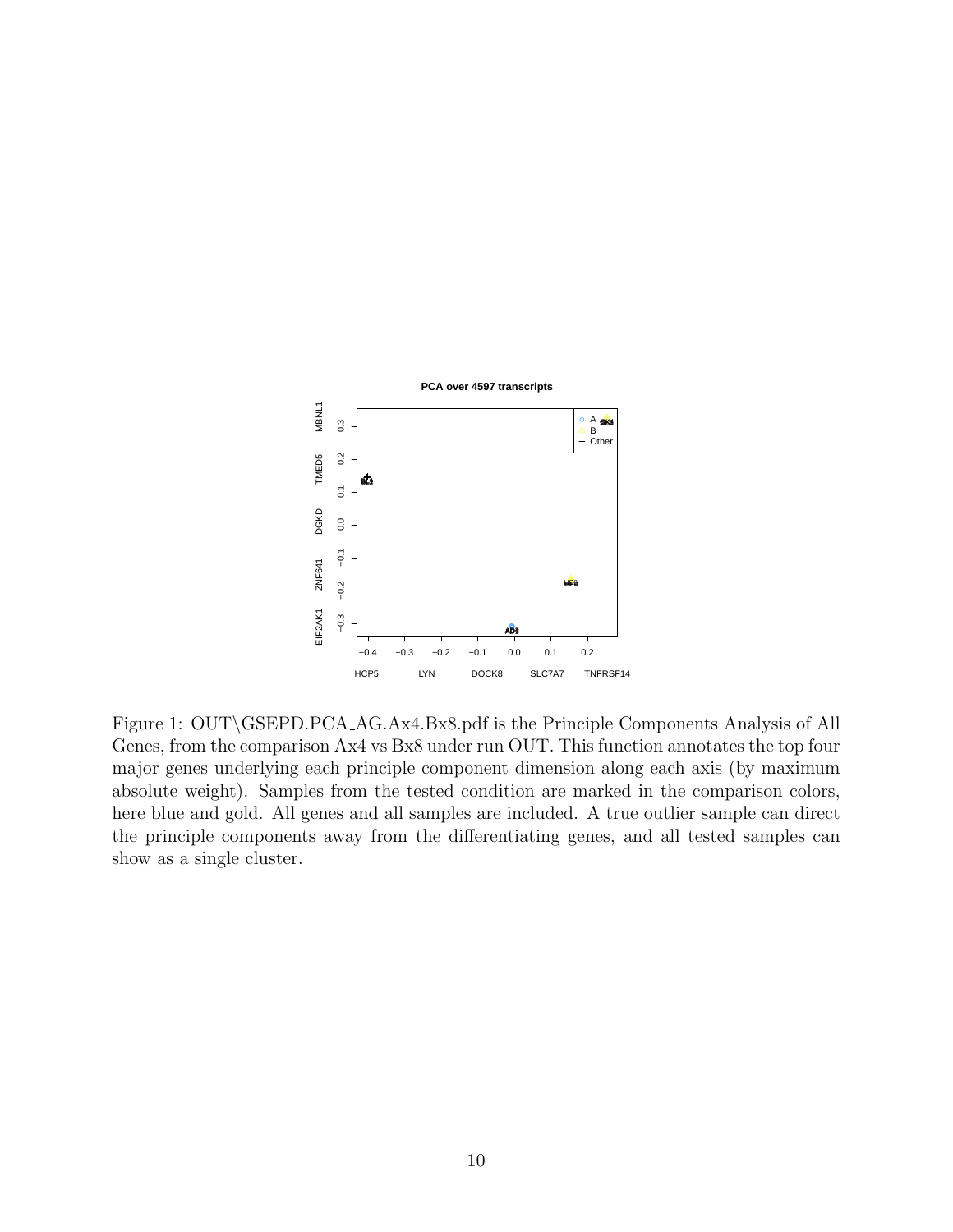Figure 1: OUT\GSEPD.PCA_AG.Ax4.Bx8.pdf is the Principle Components Analysis of All Genes, from the comparison Ax4 vs Bx8 under run OUT. This function annotates the top four major genes underlying each principle component dimension along each axis (by maximum absolute weight). Samples from the tested condition are marked in the comparison colors, here blue and gold. All genes and all samples are included. A true outlier sample can direct the principle components away from the differentiating genes, and all tested samples can show as a single cluster.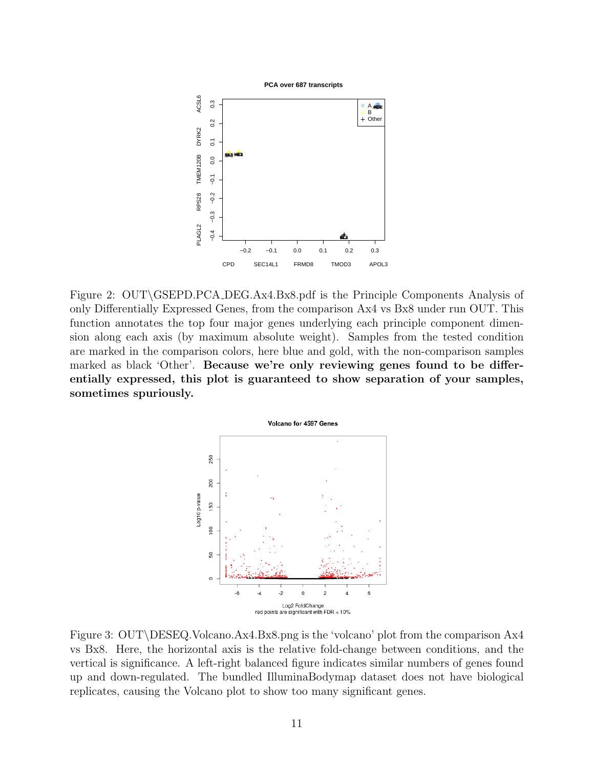Figure 2: OUT\GSEPD.PCA_DEG.Ax4.Bx8.pdf is the Principle Components Analysis of only Differentially Expressed Genes, from the comparison Ax4 vs Bx8 under run OUT. This function annotates the top four major genes underlying each principle component dimension along each axis (by maximum absolute weight). Samples from the tested condition are marked in the comparison colors, here blue and gold, with the non-comparison samples marked as black 'Other'. **Because we're only reviewing genes found to be differentially expressed, this plot is guaranteed to show separation of your samples, sometimes spuriously.**

Figure 3: OUT\DESEQ.Volcano.Ax4.Bx8.png is the 'volcano' plot from the comparison Ax4 vs Bx8. Here, the horizontal axis is the relative fold-change between conditions, and the vertical is significance. A left-right balanced figure indicates similar numbers of genes found up and down-regulated. The bundled IlluminaBodymap dataset does not have biological replicates, causing the Volcano plot to show too many significant genes.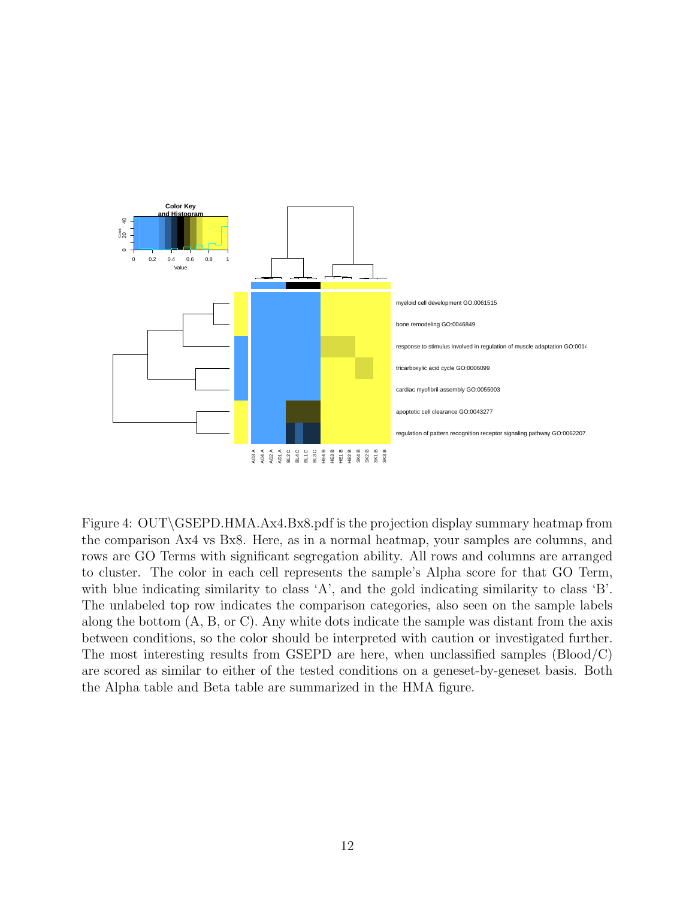Figure 4: OUT\GSEPD.HMA.Ax4.Bx8.pdf is the projection display summary heatmap from the comparison Ax4 vs Bx8. Here, as in a normal heatmap, your samples are columns, and rows are GO Terms with significant segregation ability. All rows and columns are arranged to cluster. The color in each cell represents the sample's Alpha score for that GO Term, with blue indicating similarity to class 'A', and the gold indicating similarity to class 'B'. The unlabeled top row indicates the comparison categories, also seen on the sample labels along the bottom (A, B, or C). Any white dots indicate the sample was distant from the axis between conditions, so the color should be interpreted with caution or investigated further. The most interesting results from GSEPD are here, when unclassified samples (Blood/C) are scored as similar to either of the tested conditions on a geneset-by-geneset basis. Both the Alpha table and Beta table are summarized in the HMA figure.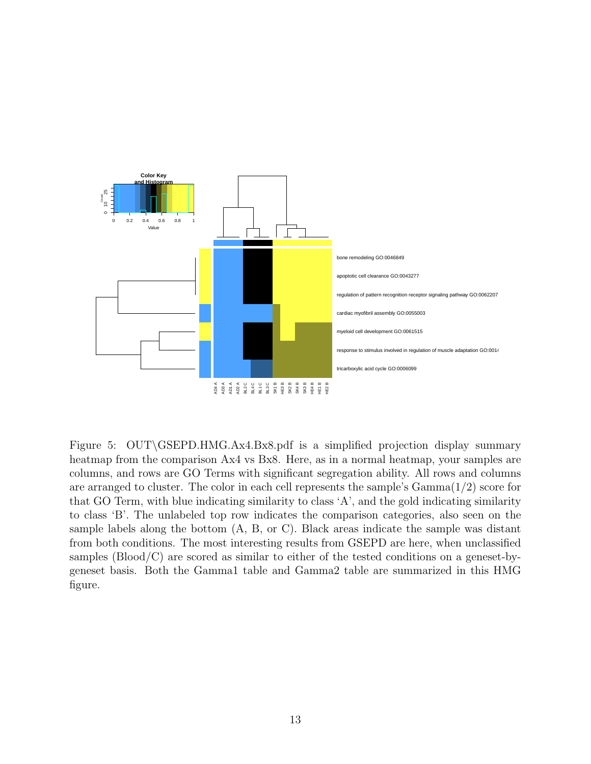Figure 5: OUT\GSEPD.HMG.Ax4.Bx8.pdf is a simplified projection display summary heatmap from the comparison Ax4 vs Bx8. Here, as in a normal heatmap, your samples are columns, and rows are GO Terms with significant segregation ability. All rows and columns are arranged to cluster. The color in each cell represents the sample's Gamma(1/2) score for that GO Term, with blue indicating similarity to class 'A', and the gold indicating similarity to class 'B'. The unlabeled top row indicates the comparison categories, also seen on the sample labels along the bottom (A, B, or C). Black areas indicate the sample was distant from both conditions. The most interesting results from GSEPD are here, when unclassified samples (Blood/C) are scored as similar to either of the tested conditions on a geneset-by-geneset basis. Both the Gamma1 table and Gamma2 table are summarized in this HMG figure.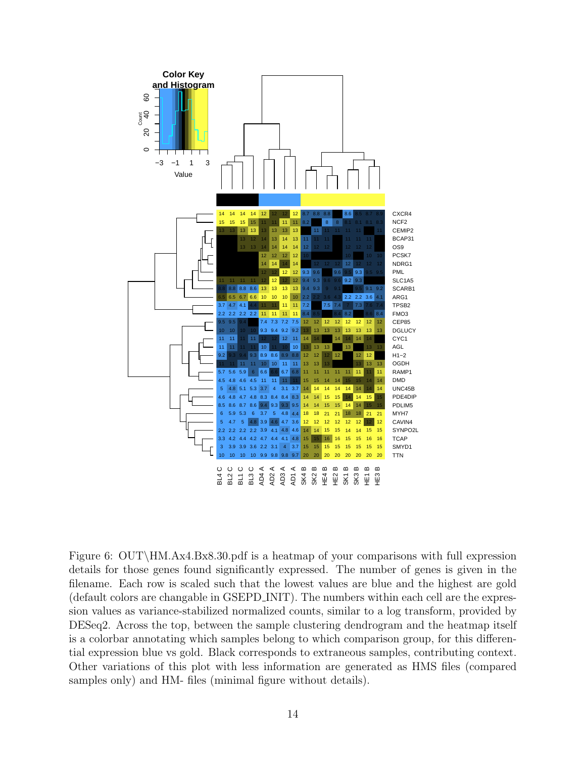Figure 6: OUT\HM.Ax4.Bx8.30.pdf is a heatmap of your comparisons with full expression details for those genes found significantly expressed. The number of genes is given in the filename. Each row is scaled such that the lowest values are blue and the highest are gold (default colors are changable in GSEPD_INIT). The numbers within each cell are the expression values as variance-stabilized normalized counts, similar to a log transform, provided by DESeq2. Across the top, between the sample clustering dendrogram and the heatmap itself is a colorbar annotating which samples belong to which comparison group, for this differential expression blue vs gold. Black corresponds to extraneous samples, contributing context. Other variations of this plot with less information are generated as HMS files (compared samples only) and HM- files (minimal figure without details).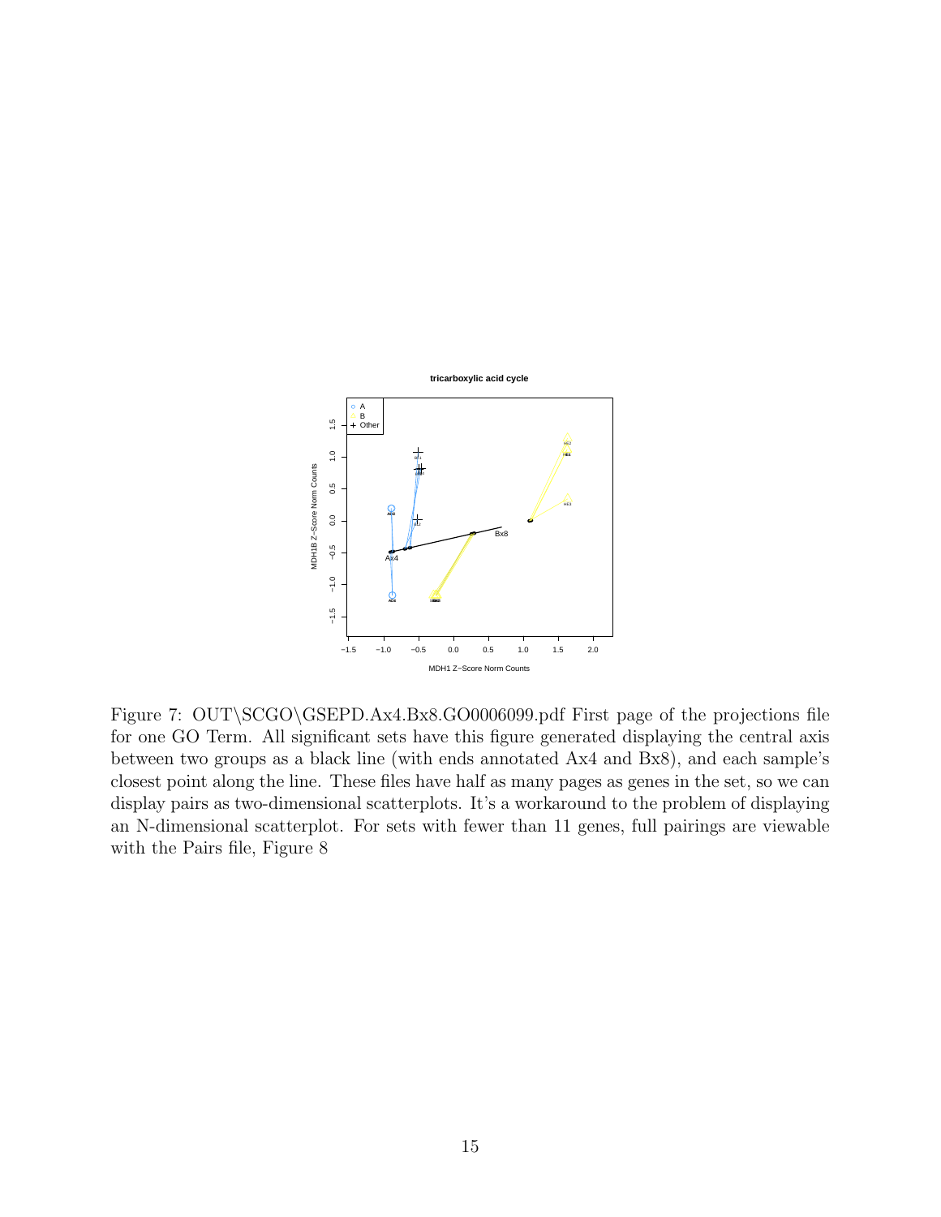Figure 7: OUT\SCGO\GSEPD.Ax4.Bx8.GO0006099.pdf First page of the projections file for one GO Term. All significant sets have this figure generated displaying the central axis between two groups as a black line (with ends annotated Ax4 and Bx8), and each sample's closest point along the line. These files have half as many pages as genes in the set, so we can display pairs as two-dimensional scatterplots. It's a workaround to the problem of displaying an N-dimensional scatterplot. For sets with fewer than 11 genes, full pairings are viewable with the Pairs file, Figure 8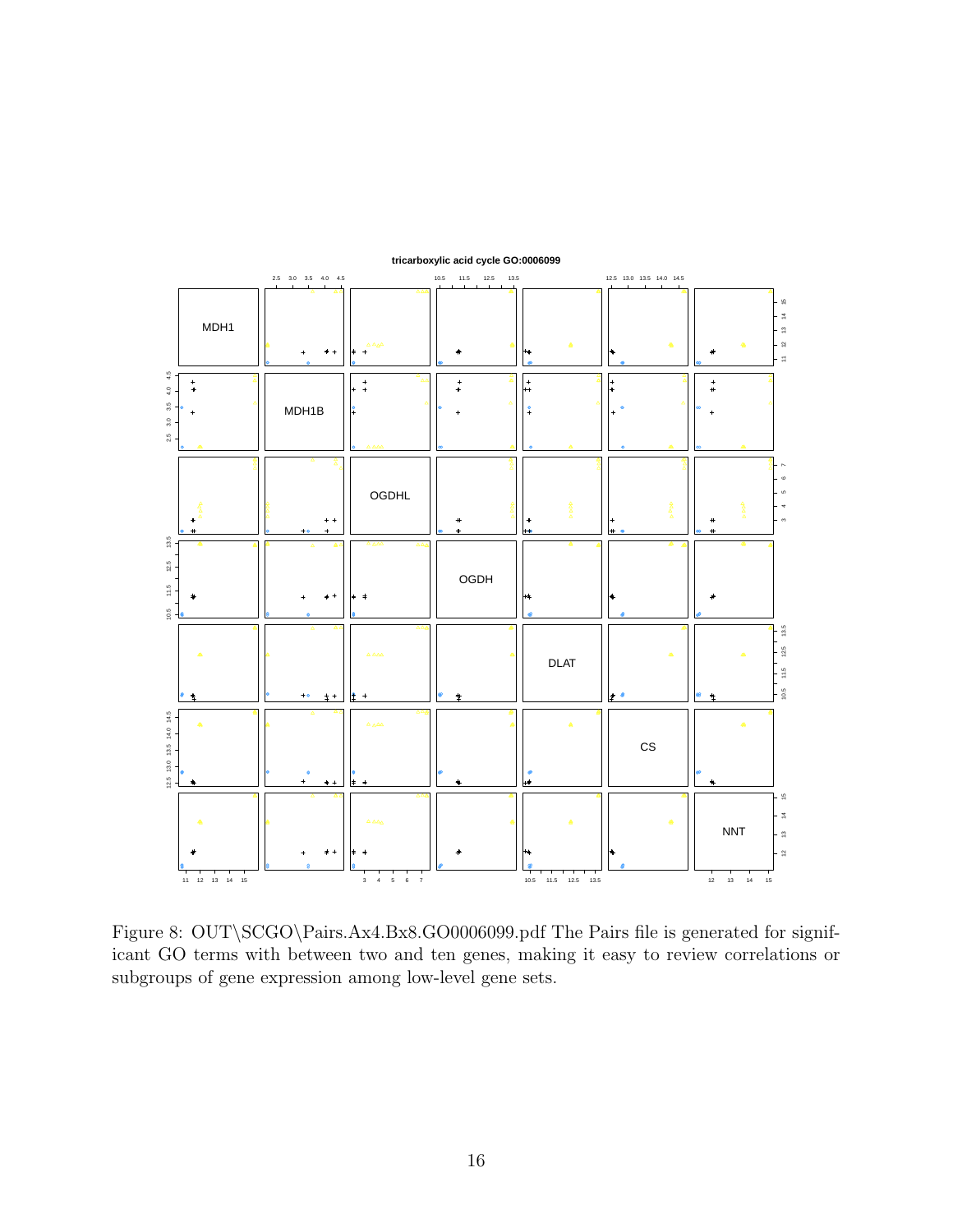Figure 8: OUT\SCGO\Pairs.Ax4.Bx8.GO0006099.pdf The Pairs file is generated for significant GO terms with between two and ten genes, making it easy to review correlations or subgroups of gene expression among low-level gene sets.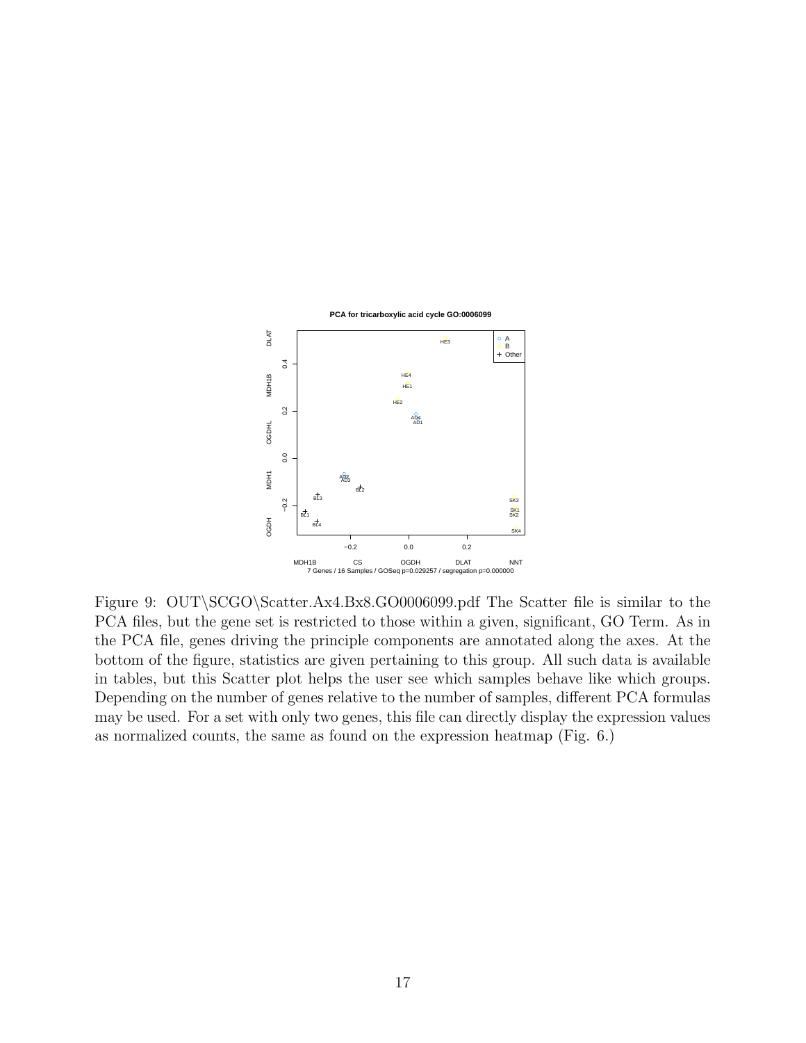Figure 9: OUT\SCGO\Scatter.Ax4.Bx8.GO0006099.pdf The Scatter file is similar to the PCA files, but the gene set is restricted to those within a given, significant, GO Term. As in the PCA file, genes driving the principle components are annotated along the axes. At the bottom of the figure, statistics are given pertaining to this group. All such data is available in tables, but this Scatter plot helps the user see which samples behave like which groups. Depending on the number of genes relative to the number of samples, different PCA formulas may be used. For a set with only two genes, this file can directly display the expression values as normalized counts, the same as found on the expression heatmap (Fig. 6.)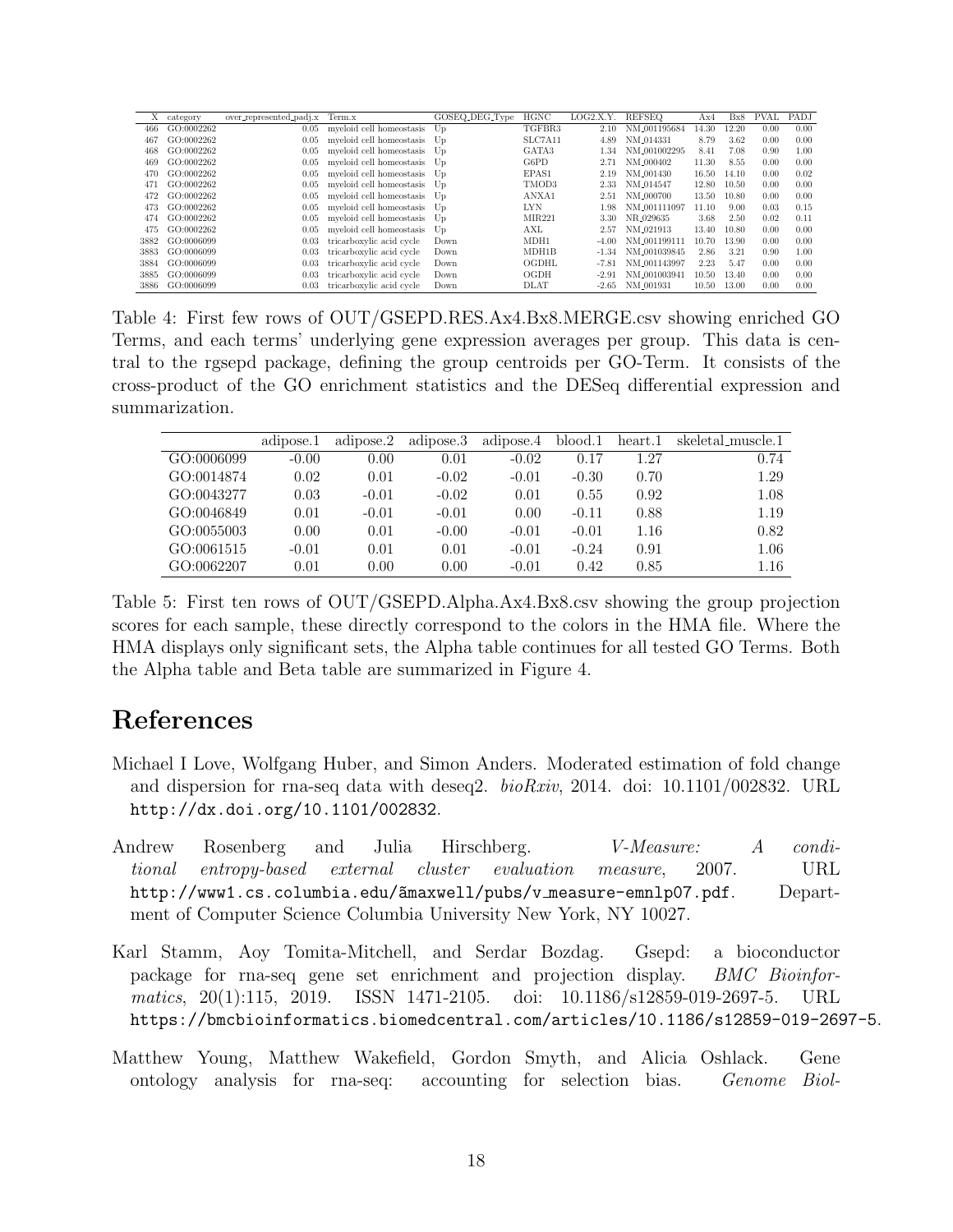| X | category | over_represented_padj.x | Term.x | GOSEQ_DEG_Type | HGNC | LOG2.X.Y. | REFSEQ | Ax4 | Bx8 | PVAL | PADJ |
|---|---|---|---|---|---|---|---|---|---|---|---|
| 466 | GO:0002262 | 0.05 | myeloid cell homeostasis | Up | TGFBR3 | 2.10 | NM_001195684 | 14.30 | 12.20 | 0.00 | 0.00 |
| 467 | GO:0002262 | 0.05 | myeloid cell homeostasis | Up | SLC7A11 | 4.89 | NM_014331 | 8.79 | 3.62 | 0.00 | 0.00 |
| 468 | GO:0002262 | 0.05 | myeloid cell homeostasis | Up | GATA3 | 1.34 | NM_001002295 | 8.41 | 7.08 | 0.90 | 1.00 |
| 469 | GO:0002262 | 0.05 | myeloid cell homeostasis | Up | G6PD | 2.71 | NM_000402 | 11.30 | 8.55 | 0.00 | 0.00 |
| 470 | GO:0002262 | 0.05 | myeloid cell homeostasis | Up | EPAS1 | 2.19 | NM_001430 | 16.50 | 14.10 | 0.00 | 0.02 |
| 471 | GO:0002262 | 0.05 | myeloid cell homeostasis | Up | TMOD3 | 2.33 | NM_014547 | 12.80 | 10.50 | 0.00 | 0.00 |
| 472 | GO:0002262 | 0.05 | myeloid cell homeostasis | Up | ANXA1 | 2.51 | NM_000700 | 13.50 | 10.80 | 0.00 | 0.00 |
| 473 | GO:0002262 | 0.05 | myeloid cell homeostasis | Up | LYN | 1.98 | NM_001111097 | 11.10 | 9.00 | 0.03 | 0.15 |
| 474 | GO:0002262 | 0.05 | myeloid cell homeostasis | Up | MIR221 | 3.30 | NR_029635 | 3.68 | 2.50 | 0.02 | 0.11 |
| 475 | GO:0002262 | 0.05 | myeloid cell homeostasis | Up | AXL | 2.57 | NM_021913 | 13.40 | 10.80 | 0.00 | 0.00 |
| 3882 | GO:0006099 | 0.03 | tricarboxylic acid cycle | Down | MDH1 | -4.00 | NM_001199111 | 10.70 | 13.90 | 0.00 | 0.00 |
| 3883 | GO:0006099 | 0.03 | tricarboxylic acid cycle | Down | MDH1B | -1.34 | NM_001039845 | 2.86 | 3.21 | 0.90 | 1.00 |
| 3884 | GO:0006099 | 0.03 | tricarboxylic acid cycle | Down | OGDHL | -7.81 | NM_001143997 | 2.23 | 5.47 | 0.00 | 0.00 |
| 3885 | GO:0006099 | 0.03 | tricarboxylic acid cycle | Down | OGDH | -2.91 | NM_001003941 | 10.50 | 13.40 | 0.00 | 0.00 |
| 3886 | GO:0006099 | 0.03 | tricarboxylic acid cycle | Down | DLAT | -2.65 | NM_001931 | 10.50 | 13.00 | 0.00 | 0.00 |

Table 4: First few rows of OUT/GSEPD.RES.Ax4.Bx8.MERGE.csv showing enriched GO Terms, and each terms' underlying gene expression averages per group. This data is central to the rgsepd package, defining the group centroids per GO-Term. It consists of the cross-product of the GO enrichment statistics and the DESeq differential expression and summarization.

| | adipose.1 | adipose.2 | adipose.3 | adipose.4 | blood.1 | heart.1 | skeletal_muscle.1 |
|---|---|---|---|---|---|---|---|
| GO:0006099 | -0.00 | 0.00 | 0.01 | -0.02 | 0.17 | 1.27 | 0.74 |
| GO:0014874 | 0.02 | 0.01 | -0.02 | -0.01 | -0.30 | 0.70 | 1.29 |
| GO:0043277 | 0.03 | -0.01 | -0.02 | 0.01 | 0.55 | 0.92 | 1.08 |
| GO:0046849 | 0.01 | -0.01 | -0.01 | 0.00 | -0.11 | 0.88 | 1.19 |
| GO:0055003 | 0.00 | 0.01 | -0.00 | -0.01 | -0.01 | 1.16 | 0.82 |
| GO:0061515 | -0.01 | 0.01 | 0.01 | -0.01 | -0.24 | 0.91 | 1.06 |
| GO:0062207 | 0.01 | 0.00 | 0.00 | -0.01 | 0.42 | 0.85 | 1.16 |

Table 5: First ten rows of OUT/GSEPD.Alpha.Ax4.Bx8.csv showing the group projection scores for each sample, these directly correspond to the colors in the HMA file. Where the HMA displays only significant sets, the Alpha table continues for all tested GO Terms. Both the Alpha table and Beta table are summarized in Figure 4.

# References

Michael I Love, Wolfgang Huber, and Simon Anders. Moderated estimation of fold change and dispersion for rna-seq data with deseq2. *bioRxiv*, 2014. doi: 10.1101/002832. URL `http://dx.doi.org/10.1101/002832`.

Andrew Rosenberg and Julia Hirschberg. *V-Measure: A conditional entropy-based external cluster evaluation measure*, 2007. URL `http://www1.cs.columbia.edu/ãmaxwell/pubs/v_measure-emnlp07.pdf`. Department of Computer Science Columbia University New York, NY 10027.

Karl Stamm, Aoy Tomita-Mitchell, and Serdar Bozdag. Gsepd: a bioconductor package for rna-seq gene set enrichment and projection display. *BMC Bioinformatics*, 20(1):115, 2019. ISSN 1471-2105. doi: 10.1186/s12859-019-2697-5. URL `https://bmcbioinformatics.biomedcentral.com/articles/10.1186/s12859-019-2697-5`.

Matthew Young, Matthew Wakefield, Gordon Smyth, and Alicia Oshlack. Gene ontology analysis for rna-seq: accounting for selection bias. *Genome Biol-*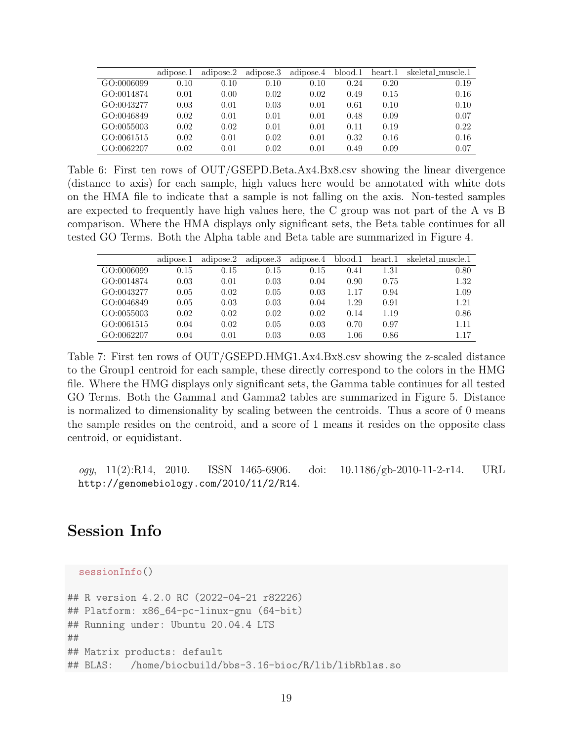|  | adipose.1 | adipose.2 | adipose.3 | adipose.4 | blood.1 | heart.1 | skeletal_muscle.1 |
|---|---|---|---|---|---|---|---|
| GO:0006099 | 0.10 | 0.10 | 0.10 | 0.10 | 0.24 | 0.20 | 0.19 |
| GO:0014874 | 0.01 | 0.00 | 0.02 | 0.02 | 0.49 | 0.15 | 0.16 |
| GO:0043277 | 0.03 | 0.01 | 0.03 | 0.01 | 0.61 | 0.10 | 0.10 |
| GO:0046849 | 0.02 | 0.01 | 0.01 | 0.01 | 0.48 | 0.09 | 0.07 |
| GO:0055003 | 0.02 | 0.02 | 0.01 | 0.01 | 0.11 | 0.19 | 0.22 |
| GO:0061515 | 0.02 | 0.01 | 0.02 | 0.01 | 0.32 | 0.16 | 0.16 |
| GO:0062207 | 0.02 | 0.01 | 0.02 | 0.01 | 0.49 | 0.09 | 0.07 |

Table 6: First ten rows of OUT/GSEPD.Beta.Ax4.Bx8.csv showing the linear divergence (distance to axis) for each sample, high values here would be annotated with white dots on the HMA file to indicate that a sample is not falling on the axis. Non-tested samples are expected to frequently have high values here, the C group was not part of the A vs B comparison. Where the HMA displays only significant sets, the Beta table continues for all tested GO Terms. Both the Alpha table and Beta table are summarized in Figure 4.

|  | adipose.1 | adipose.2 | adipose.3 | adipose.4 | blood.1 | heart.1 | skeletal_muscle.1 |
|---|---|---|---|---|---|---|---|
| GO:0006099 | 0.15 | 0.15 | 0.15 | 0.15 | 0.41 | 1.31 | 0.80 |
| GO:0014874 | 0.03 | 0.01 | 0.03 | 0.04 | 0.90 | 0.75 | 1.32 |
| GO:0043277 | 0.05 | 0.02 | 0.05 | 0.03 | 1.17 | 0.94 | 1.09 |
| GO:0046849 | 0.05 | 0.03 | 0.03 | 0.04 | 1.29 | 0.91 | 1.21 |
| GO:0055003 | 0.02 | 0.02 | 0.02 | 0.02 | 0.14 | 1.19 | 0.86 |
| GO:0061515 | 0.04 | 0.02 | 0.05 | 0.03 | 0.70 | 0.97 | 1.11 |
| GO:0062207 | 0.04 | 0.01 | 0.03 | 0.03 | 1.06 | 0.86 | 1.17 |

Table 7: First ten rows of OUT/GSEPD.HMG1.Ax4.Bx8.csv showing the z-scaled distance to the Group1 centroid for each sample, these directly correspond to the colors in the HMG file. Where the HMG displays only significant sets, the Gamma table continues for all tested GO Terms. Both the Gamma1 and Gamma2 tables are summarized in Figure 5. Distance is normalized to dimensionality by scaling between the centroids. Thus a score of 0 means the sample resides on the centroid, and a score of 1 means it resides on the opposite class centroid, or equidistant.

*ogy*, 11(2):R14, 2010. ISSN 1465-6906. doi: 10.1186/gb-2010-11-2-r14. URL http://genomebiology.com/2010/11/2/R14.

## Session Info

```
sessionInfo()

## R version 4.2.0 RC (2022-04-21 r82226)
## Platform: x86_64-pc-linux-gnu (64-bit)
## Running under: Ubuntu 20.04.4 LTS
##
## Matrix products: default
## BLAS:   /home/biocbuild/bbs-3.16-bioc/R/lib/libRblas.so
```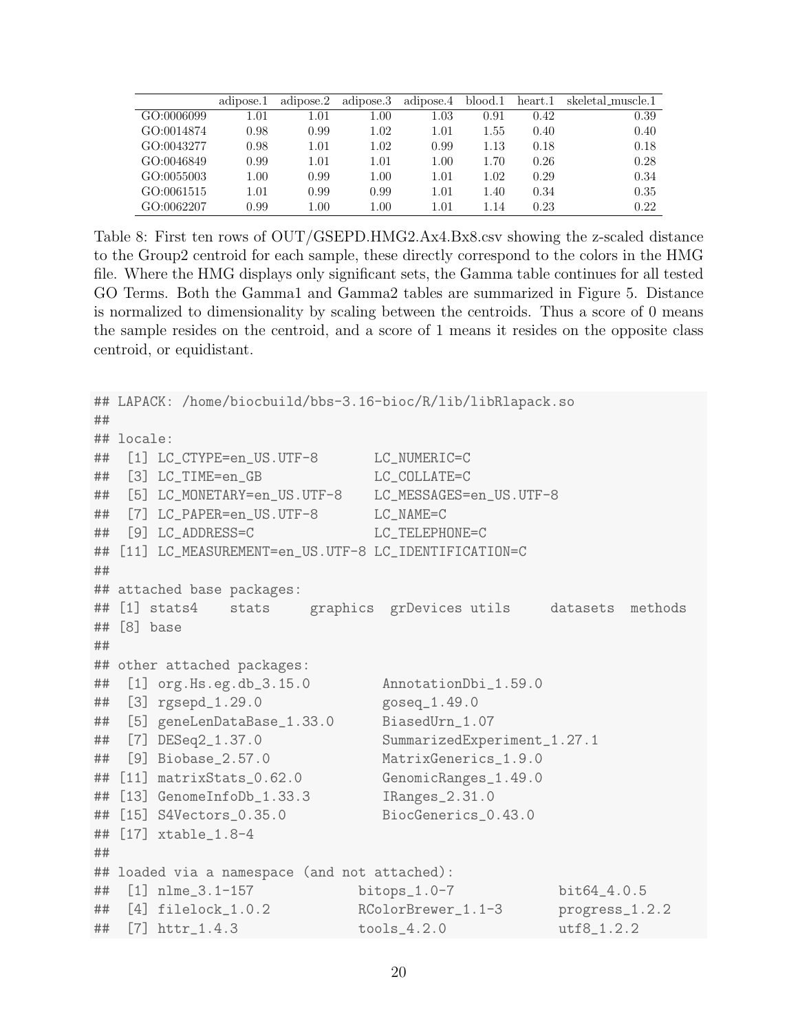| | adipose.1 | adipose.2 | adipose.3 | adipose.4 | blood.1 | heart.1 | skeletal_muscle.1 |
|---|---|---|---|---|---|---|---|
| GO:0006099 | 1.01 | 1.01 | 1.00 | 1.03 | 0.91 | 0.42 | 0.39 |
| GO:0014874 | 0.98 | 0.99 | 1.02 | 1.01 | 1.55 | 0.40 | 0.40 |
| GO:0043277 | 0.98 | 1.01 | 1.02 | 0.99 | 1.13 | 0.18 | 0.18 |
| GO:0046849 | 0.99 | 1.01 | 1.01 | 1.00 | 1.70 | 0.26 | 0.28 |
| GO:0055003 | 1.00 | 0.99 | 1.00 | 1.01 | 1.02 | 0.29 | 0.34 |
| GO:0061515 | 1.01 | 0.99 | 0.99 | 1.01 | 1.40 | 0.34 | 0.35 |
| GO:0062207 | 0.99 | 1.00 | 1.00 | 1.01 | 1.14 | 0.23 | 0.22 |

Table 8: First ten rows of OUT/GSEPD.HMG2.Ax4.Bx8.csv showing the z-scaled distance to the Group2 centroid for each sample, these directly correspond to the colors in the HMG file. Where the HMG displays only significant sets, the Gamma table continues for all tested GO Terms. Both the Gamma1 and Gamma2 tables are summarized in Figure 5. Distance is normalized to dimensionality by scaling between the centroids. Thus a score of 0 means the sample resides on the centroid, and a score of 1 means it resides on the opposite class centroid, or equidistant.

```
## LAPACK: /home/biocbuild/bbs-3.16-bioc/R/lib/libRlapack.so
##
## locale:
##  [1] LC_CTYPE=en_US.UTF-8       LC_NUMERIC=C
##  [3] LC_TIME=en_GB              LC_COLLATE=C
##  [5] LC_MONETARY=en_US.UTF-8    LC_MESSAGES=en_US.UTF-8
##  [7] LC_PAPER=en_US.UTF-8       LC_NAME=C
##  [9] LC_ADDRESS=C               LC_TELEPHONE=C
## [11] LC_MEASUREMENT=en_US.UTF-8 LC_IDENTIFICATION=C
##
## attached base packages:
## [1] stats4    stats     graphics  grDevices utils     datasets  methods
## [8] base
##
## other attached packages:
##  [1] org.Hs.eg.db_3.15.0         AnnotationDbi_1.59.0
##  [3] rgsepd_1.29.0               goseq_1.49.0
##  [5] geneLenDataBase_1.33.0      BiasedUrn_1.07
##  [7] DESeq2_1.37.0               SummarizedExperiment_1.27.1
##  [9] Biobase_2.57.0              MatrixGenerics_1.9.0
## [11] matrixStats_0.62.0          GenomicRanges_1.49.0
## [13] GenomeInfoDb_1.33.3         IRanges_2.31.0
## [15] S4Vectors_0.35.0            BiocGenerics_0.43.0
## [17] xtable_1.8-4
##
## loaded via a namespace (and not attached):
##  [1] nlme_3.1-157             bitops_1.0-7             bit64_4.0.5
##  [4] filelock_1.0.2           RColorBrewer_1.1-3       progress_1.2.2
##  [7] httr_1.4.3               tools_4.2.0              utf8_1.2.2
```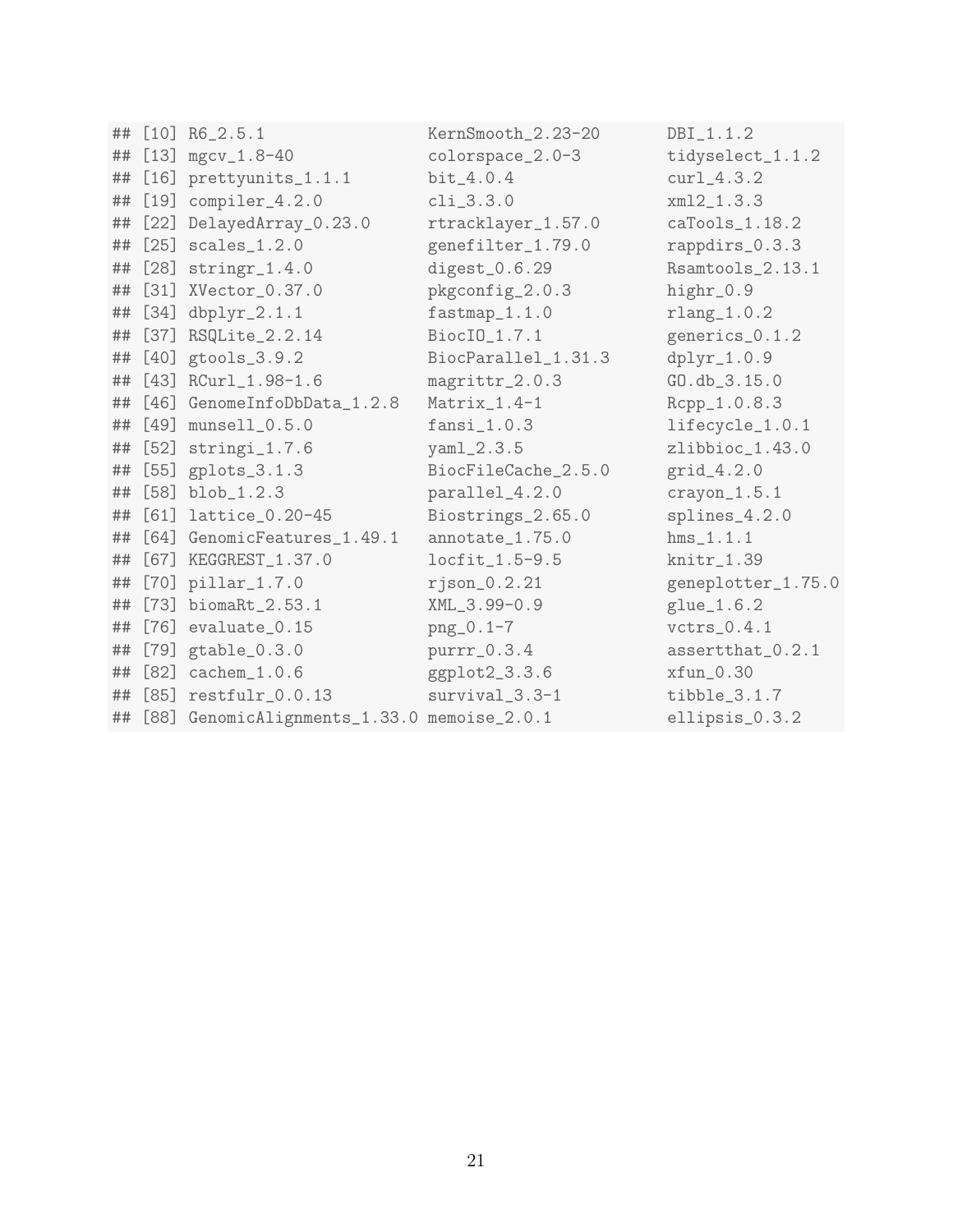```
## [10] R6_2.5.1               KernSmooth_2.23-20     DBI_1.1.2
## [13] mgcv_1.8-40            colorspace_2.0-3       tidyselect_1.1.2
## [16] prettyunits_1.1.1      bit_4.0.4              curl_4.3.2
## [19] compiler_4.2.0         cli_3.3.0              xml2_1.3.3
## [22] DelayedArray_0.23.0    rtracklayer_1.57.0     caTools_1.18.2
## [25] scales_1.2.0           genefilter_1.79.0      rappdirs_0.3.3
## [28] stringr_1.4.0          digest_0.6.29          Rsamtools_2.13.1
## [31] XVector_0.37.0         pkgconfig_2.0.3        highr_0.9
## [34] dbplyr_2.1.1           fastmap_1.1.0          rlang_1.0.2
## [37] RSQLite_2.2.14         BiocIO_1.7.1           generics_0.1.2
## [40] gtools_3.9.2           BiocParallel_1.31.3    dplyr_1.0.9
## [43] RCurl_1.98-1.6         magrittr_2.0.3         GO.db_3.15.0
## [46] GenomeInfoDbData_1.2.8 Matrix_1.4-1           Rcpp_1.0.8.3
## [49] munsell_0.5.0          fansi_1.0.3            lifecycle_1.0.1
## [52] stringi_1.7.6          yaml_2.3.5             zlibbioc_1.43.0
## [55] gplots_3.1.3           BiocFileCache_2.5.0    grid_4.2.0
## [58] blob_1.2.3             parallel_4.2.0         crayon_1.5.1
## [61] lattice_0.20-45        Biostrings_2.65.0      splines_4.2.0
## [64] GenomicFeatures_1.49.1 annotate_1.75.0        hms_1.1.1
## [67] KEGGREST_1.37.0        locfit_1.5-9.5         knitr_1.39
## [70] pillar_1.7.0           rjson_0.2.21           geneplotter_1.75.0
## [73] biomaRt_2.53.1         XML_3.99-0.9           glue_1.6.2
## [76] evaluate_0.15          png_0.1-7              vctrs_0.4.1
## [79] gtable_0.3.0           purrr_0.3.4            assertthat_0.2.1
## [82] cachem_1.0.6           ggplot2_3.3.6          xfun_0.30
## [85] restfulr_0.0.13        survival_3.3-1         tibble_3.1.7
## [88] GenomicAlignments_1.33.0 memoise_2.0.1        ellipsis_0.3.2
```